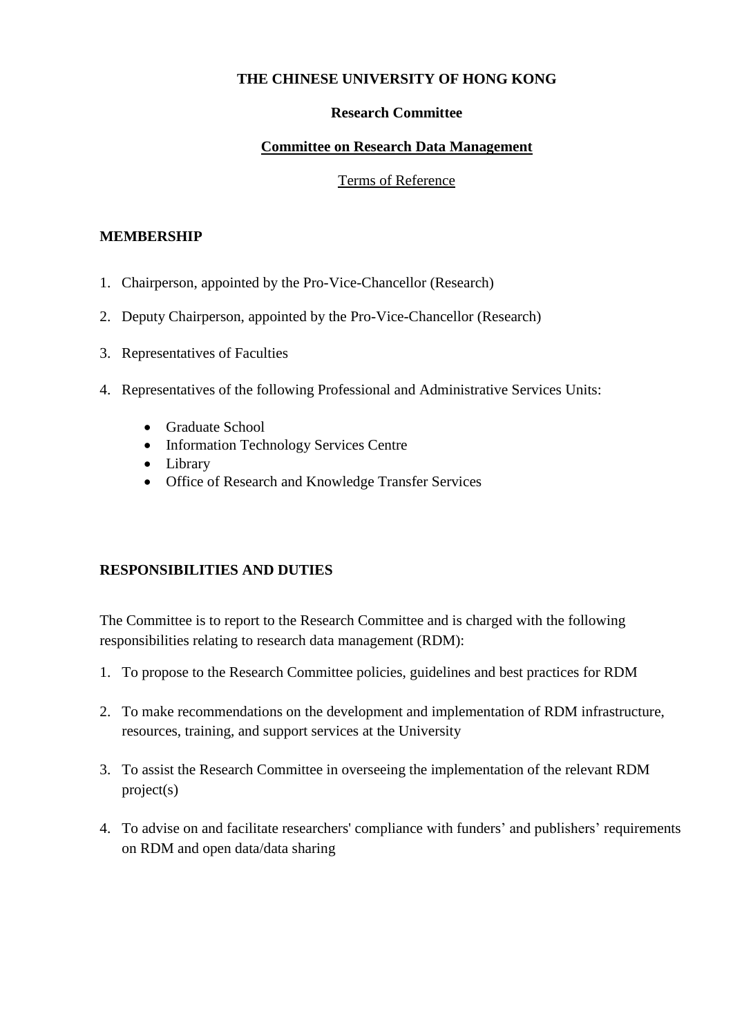**THE CHINESE UNIVERSITY OF HONG KONG**

**Research Committee**

**Committee on Research Data Management**

Terms of Reference

## MEMBERSHIP

1. Chairperson, appointed by the Pro-Vice-Chancellor (Research)

2. Deputy Chairperson, appointed by the Pro-Vice-Chancellor (Research)

3. Representatives of Faculties

4. Representatives of the following Professional and Administrative Services Units:

    - Graduate School
    - Information Technology Services Centre
    - Library
    - Office of Research and Knowledge Transfer Services

## RESPONSIBILITIES AND DUTIES

The Committee is to report to the Research Committee and is charged with the following responsibilities relating to research data management (RDM):

1. To propose to the Research Committee policies, guidelines and best practices for RDM

2. To make recommendations on the development and implementation of RDM infrastructure, resources, training, and support services at the University

3. To assist the Research Committee in overseeing the implementation of the relevant RDM project(s)

4. To advise on and facilitate researchers' compliance with funders' and publishers' requirements on RDM and open data/data sharing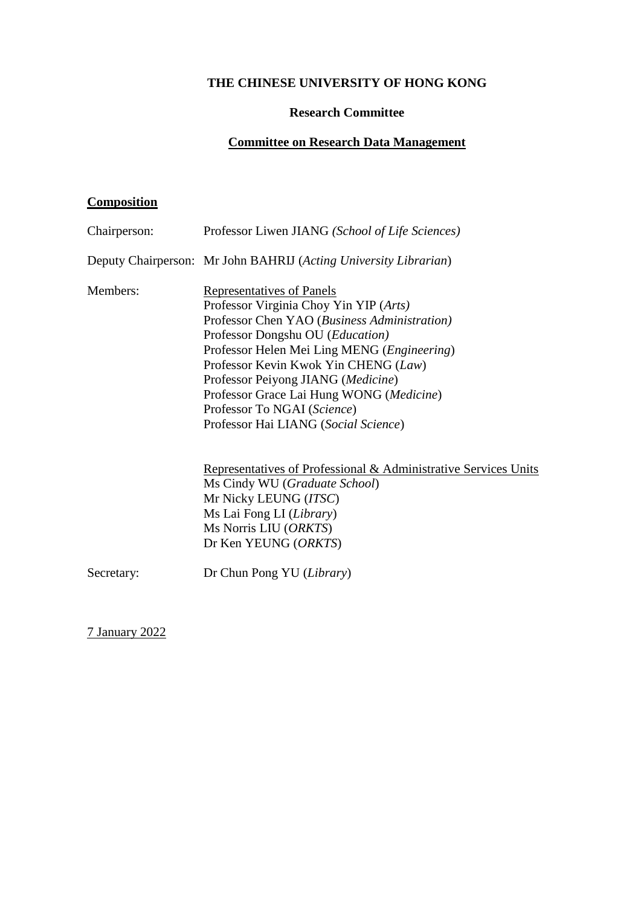**THE CHINESE UNIVERSITY OF HONG KONG**

**Research Committee**

**Committee on Research Data Management**

**Composition**

| | |
|---|---|
| Chairperson: | Professor Liwen JIANG *(School of Life Sciences)* |
| Deputy Chairperson: | Mr John BAHRIJ (*Acting University Librarian*) |
| Members: | Representatives of Panels<br>Professor Virginia Choy Yin YIP (*Arts)*<br>Professor Chen YAO (*Business Administration)*<br>Professor Dongshu OU (*Education)*<br>Professor Helen Mei Ling MENG (*Engineering*)<br>Professor Kevin Kwok Yin CHENG (*Law*)<br>Professor Peiyong JIANG (*Medicine*)<br>Professor Grace Lai Hung WONG (*Medicine*)<br>Professor To NGAI (*Science*)<br>Professor Hai LIANG (*Social Science*) |
| | Representatives of Professional & Administrative Services Units<br>Ms Cindy WU (*Graduate School*)<br>Mr Nicky LEUNG (*ITSC*)<br>Ms Lai Fong LI (*Library*)<br>Ms Norris LIU (*ORKTS*)<br>Dr Ken YEUNG (*ORKTS*) |
| Secretary: | Dr Chun Pong YU (*Library*) |

7 January 2022